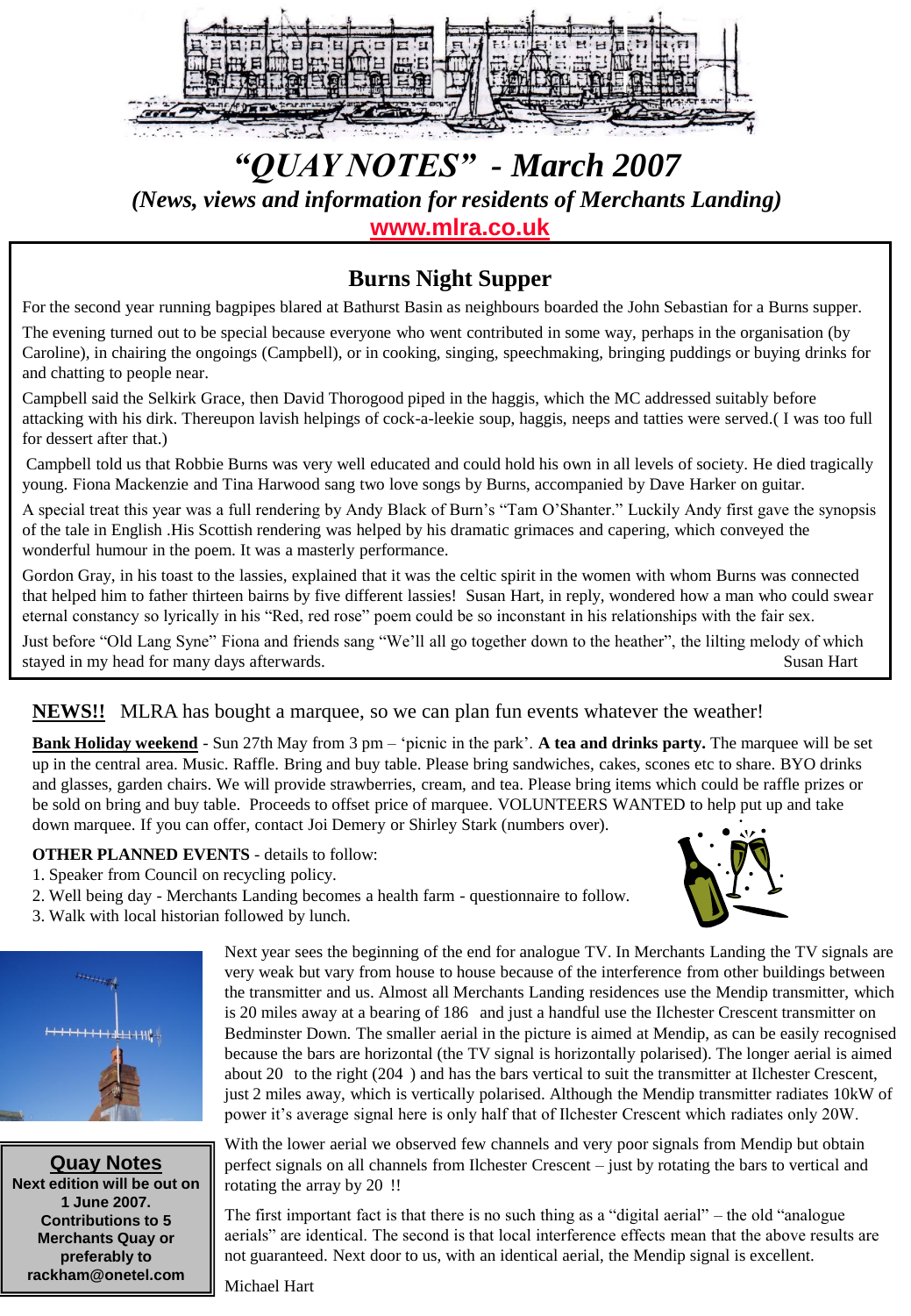# "QUAY NOTES" - March 2007

*(News, views and information for residents of Merchants Landing)*

**www.mlra.co.uk**

## Burns Night Supper

For the second year running bagpipes blared at Bathurst Basin as neighbours boarded the John Sebastian for a Burns supper.

The evening turned out to be special because everyone who went contributed in some way, perhaps in the organisation (by Caroline), in chairing the ongoings (Campbell), or in cooking, singing, speechmaking, bringing puddings or buying drinks for and chatting to people near.

Campbell said the Selkirk Grace, then David Thorogood piped in the haggis, which the MC addressed suitably before attacking with his dirk. Thereupon lavish helpings of cock-a-leekie soup, haggis, neeps and tatties were served.( I was too full for dessert after that.)

Campbell told us that Robbie Burns was very well educated and could hold his own in all levels of society. He died tragically young. Fiona Mackenzie and Tina Harwood sang two love songs by Burns, accompanied by Dave Harker on guitar.

A special treat this year was a full rendering by Andy Black of Burn's "Tam O'Shanter." Luckily Andy first gave the synopsis of the tale in English .His Scottish rendering was helped by his dramatic grimaces and capering, which conveyed the wonderful humour in the poem. It was a masterly performance.

Gordon Gray, in his toast to the lassies, explained that it was the celtic spirit in the women with whom Burns was connected that helped him to father thirteen bairns by five different lassies! Susan Hart, in reply, wondered how a man who could swear eternal constancy so lyrically in his "Red, red rose" poem could be so inconstant in his relationships with the fair sex.

Just before "Old Lang Syne" Fiona and friends sang "We'll all go together down to the heather", the lilting melody of which stayed in my head for many days afterwards.

Susan Hart

**NEWS!!** MLRA has bought a marquee, so we can plan fun events whatever the weather!

**Bank Holiday weekend** - Sun 27th May from 3 pm – 'picnic in the park'. **A tea and drinks party.** The marquee will be set up in the central area. Music. Raffle. Bring and buy table. Please bring sandwiches, cakes, scones etc to share. BYO drinks and glasses, garden chairs. We will provide strawberries, cream, and tea. Please bring items which could be raffle prizes or be sold on bring and buy table. Proceeds to offset price of marquee. VOLUNTEERS WANTED to help put up and take down marquee. If you can offer, contact Joi Demery or Shirley Stark (numbers over).

**OTHER PLANNED EVENTS** - details to follow:

1. Speaker from Council on recycling policy.
2. Well being day - Merchants Landing becomes a health farm - questionnaire to follow.
3. Walk with local historian followed by lunch.

Next year sees the beginning of the end for analogue TV. In Merchants Landing the TV signals are very weak but vary from house to house because of the interference from other buildings between the transmitter and us. Almost all Merchants Landing residences use the Mendip transmitter, which is 20 miles away at a bearing of 186 and just a handful use the Ilchester Crescent transmitter on Bedminster Down. The smaller aerial in the picture is aimed at Mendip, as can be easily recognised because the bars are horizontal (the TV signal is horizontally polarised). The longer aerial is aimed about 20 to the right (204 ) and has the bars vertical to suit the transmitter at Ilchester Crescent, just 2 miles away, which is vertically polarised. Although the Mendip transmitter radiates 10kW of power it's average signal here is only half that of Ilchester Crescent which radiates only 20W.

With the lower aerial we observed few channels and very poor signals from Mendip but obtain perfect signals on all channels from Ilchester Crescent – just by rotating the bars to vertical and rotating the array by 20 !!

The first important fact is that there is no such thing as a "digital aerial" – the old "analogue aerials" are identical. The second is that local interference effects mean that the above results are not guaranteed. Next door to us, with an identical aerial, the Mendip signal is excellent.

Michael Hart

**Quay Notes**

**Next edition will be out on 1 June 2007. Contributions to 5 Merchants Quay or preferably to rackham@onetel.com**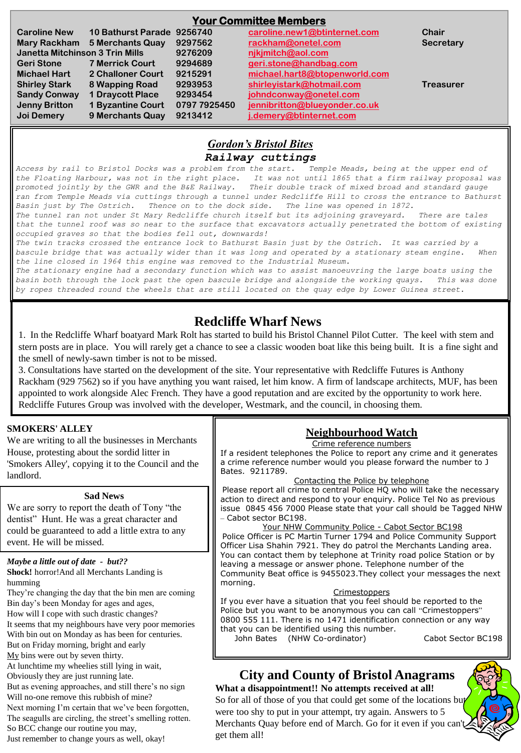## Your Committee Members

| | | | | |
|---|---|---|---|---|
| Caroline New | 10 Bathurst Parade | 9256740 | caroline.new1@btinternet.com | Chair |
| Mary Rackham | 5 Merchants Quay | 9297562 | rackham@onetel.com | Secretary |
| Janetta Mitchinson | 3 Trin Mills | 9276209 | njkjmitch@aol.com | |
| Geri Stone | 7 Merrick Court | 9294689 | geri.stone@handbag.com | |
| Michael Hart | 2 Challoner Court | 9215291 | michael.hart8@btopenworld.com | |
| Shirley Stark | 8 Wapping Road | 9293953 | shirleyistark@hotmail.com | Treasurer |
| Sandy Conway | 1 Draycott Place | 9293454 | johndconway@onetel.com | |
| Jenny Britton | 1 Byzantine Court | 0797 7925450 | jennibritton@blueyonder.co.uk | |
| Joi Demery | 9 Merchants Quay | 9213412 | j.demery@btinternet.com | |

## *Gordon's Bristol Bites*

### Railway cuttings

*Access by rail to Bristol Docks was a problem from the start. Temple Meads, being at the upper end of the Floating Harbour, was not in the right place. It was not until 1865 that a firm railway proposal was promoted jointly by the GWR and the B&E Railway. Their double track of mixed broad and standard gauge ran from Temple Meads via cuttings through a tunnel under Redcliffe Hill to cross the entrance to Bathurst Basin just by The Ostrich. Thence on to the dock side. The line was opened in 1872.*

*The tunnel ran not under St Mary Redcliffe church itself but its adjoining graveyard. There are tales that the tunnel roof was so near to the surface that excavators actually penetrated the bottom of existing occupied graves so that the bodies fell out, downwards!*

*The twin tracks crossed the entrance lock to Bathurst Basin just by the Ostrich. It was carried by a bascule bridge that was actually wider than it was long and operated by a stationary steam engine. When the line closed in 1964 this engine was removed to the Industrial Museum.*

*The stationary engine had a secondary function which was to assist manoeuvring the large boats using the basin both through the lock past the open bascule bridge and alongside the working quays. This was done by ropes threaded round the wheels that are still located on the quay edge by Lower Guinea street.*

## Redcliffe Wharf News

1. In the Redcliffe Wharf boatyard Mark Rolt has started to build his Bristol Channel Pilot Cutter. The keel with stem and stern posts are in place. You will rarely get a chance to see a classic wooden boat like this being built. It is a fine sight and the smell of newly-sawn timber is not to be missed.

3. Consultations have started on the development of the site. Your representative with Redcliffe Futures is Anthony Rackham (929 7562) so if you have anything you want raised, let him know. A firm of landscape architects, MUF, has been appointed to work alongside Alec French. They have a good reputation and are excited by the opportunity to work here. Redcliffe Futures Group was involved with the developer, Westmark, and the council, in choosing them.

**SMOKERS' ALLEY**

We are writing to all the businesses in Merchants House, protesting about the sordid litter in 'Smokers Alley', copying it to the Council and the landlord.

**Sad News**

We are sorry to report the death of Tony "the dentist" Hunt. He was a great character and could be guaranteed to add a little extra to any event. He will be missed.

***Maybe a little out of date - but??***

**Shock!** horror!And all Merchants Landing is humming
They're changing the day that the bin men are coming
Bin day's been Monday for ages and ages,
How will I cope with such drastic changes?
It seems that my neighbours have very poor memories
With bin out on Monday as has been for centuries.
But on Friday morning, bright and early
My bins were out by seven thirty.
At lunchtime my wheelies still lying in wait,
Obviously they are just running late.
But as evening approaches, and still there's no sign
Will no-one remove this rubbish of mine?
Next morning I'm certain that we've been forgotten,
The seagulls are circling, the street's smelling rotten.
So BCC change our routine you may,
Just remember to change yours as well, okay!

## Neighbourhood Watch

Crime reference numbers

If a resident telephones the Police to report any crime and it generates a crime reference number would you please forward the number to J Bates. 9211789.

Contacting the Police by telephone

Please report all crime to central Police HQ who will take the necessary action to direct and respond to your enquiry. Police Tel No as previous issue 0845 456 7000 Please state that your call should be Tagged NHW – Cabot sector BC198.

Your NHW Community Police - Cabot Sector BC198

Police Officer is PC Martin Turner 1794 and Police Community Support Officer Lisa Shahin 7921. They do patrol the Merchants Landing area. You can contact them by telephone at Trinity road police Station or by leaving a message or answer phone. Telephone number of the Community Beat office is 9455023.They collect your messages the next morning.

Crimestoppers

If you ever have a situation that you feel should be reported to the Police but you want to be anonymous you can call "Crimestoppers" 0800 555 111. There is no 1471 identification connection or any way that you can be identified using this number.

John Bates (NHW Co-ordinator) Cabot Sector BC198

## City and County of Bristol Anagrams

**What a disappointment!! No attempts received at all!**

So for all of those of you that could get some of the locations but were too shy to put in your attempt, try again. Answers to 5 Merchants Quay before end of March. Go for it even if you can't get them all!